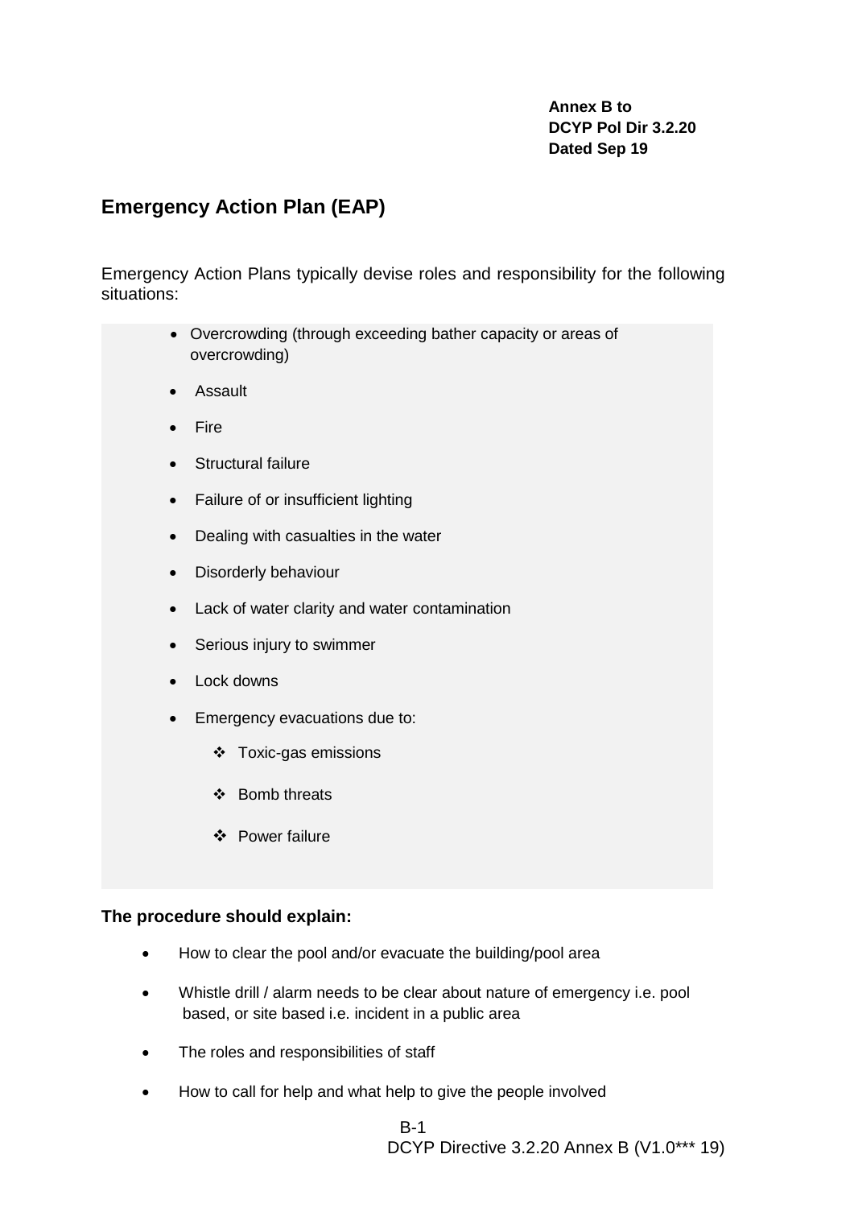**Annex B to**
**DCYP Pol Dir 3.2.20**
**Dated Sep 19**

## Emergency Action Plan (EAP)

Emergency Action Plans typically devise roles and responsibility for the following situations:

- Overcrowding (through exceeding bather capacity or areas of overcrowding)
- Assault
- Fire
- Structural failure
- Failure of or insufficient lighting
- Dealing with casualties in the water
- Disorderly behaviour
- Lack of water clarity and water contamination
- Serious injury to swimmer
- Lock downs
- Emergency evacuations due to:
    - Toxic-gas emissions
    - Bomb threats
    - Power failure

**The procedure should explain:**

- How to clear the pool and/or evacuate the building/pool area
- Whistle drill / alarm needs to be clear about nature of emergency i.e. pool based, or site based i.e. incident in a public area
- The roles and responsibilities of staff
- How to call for help and what help to give the people involved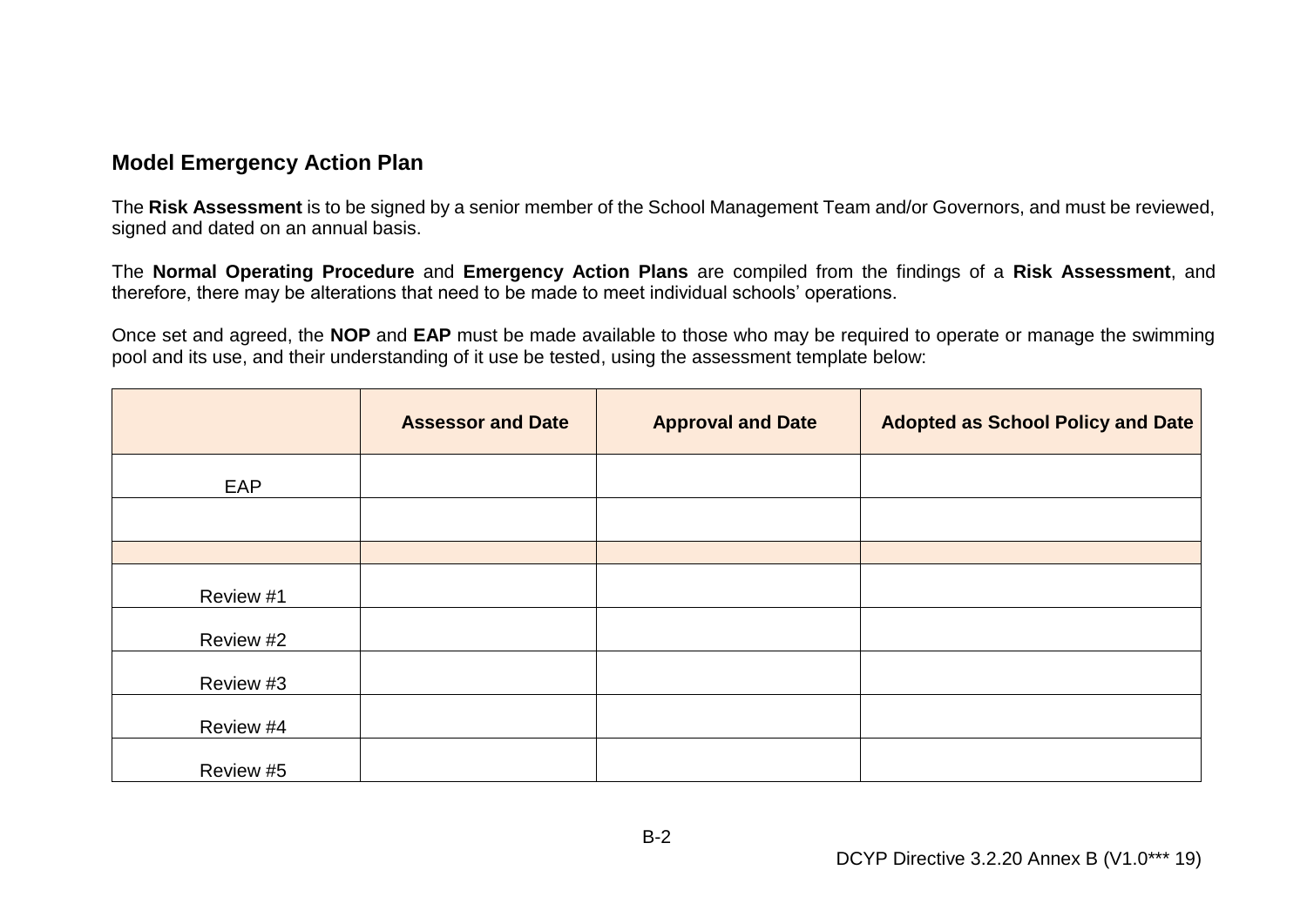## Model Emergency Action Plan

The **Risk Assessment** is to be signed by a senior member of the School Management Team and/or Governors, and must be reviewed, signed and dated on an annual basis.

The **Normal Operating Procedure** and **Emergency Action Plans** are compiled from the findings of a **Risk Assessment**, and therefore, there may be alterations that need to be made to meet individual schools' operations.

Once set and agreed, the **NOP** and **EAP** must be made available to those who may be required to operate or manage the swimming pool and its use, and their understanding of it use be tested, using the assessment template below:

| | Assessor and Date | Approval and Date | Adopted as School Policy and Date |
|---|---|---|---|
| EAP | | | |
| | | | |
| | | | |
| Review #1 | | | |
| Review #2 | | | |
| Review #3 | | | |
| Review #4 | | | |
| Review #5 | | | |

DCYP Directive 3.2.20 Annex B (V1.0*** 19)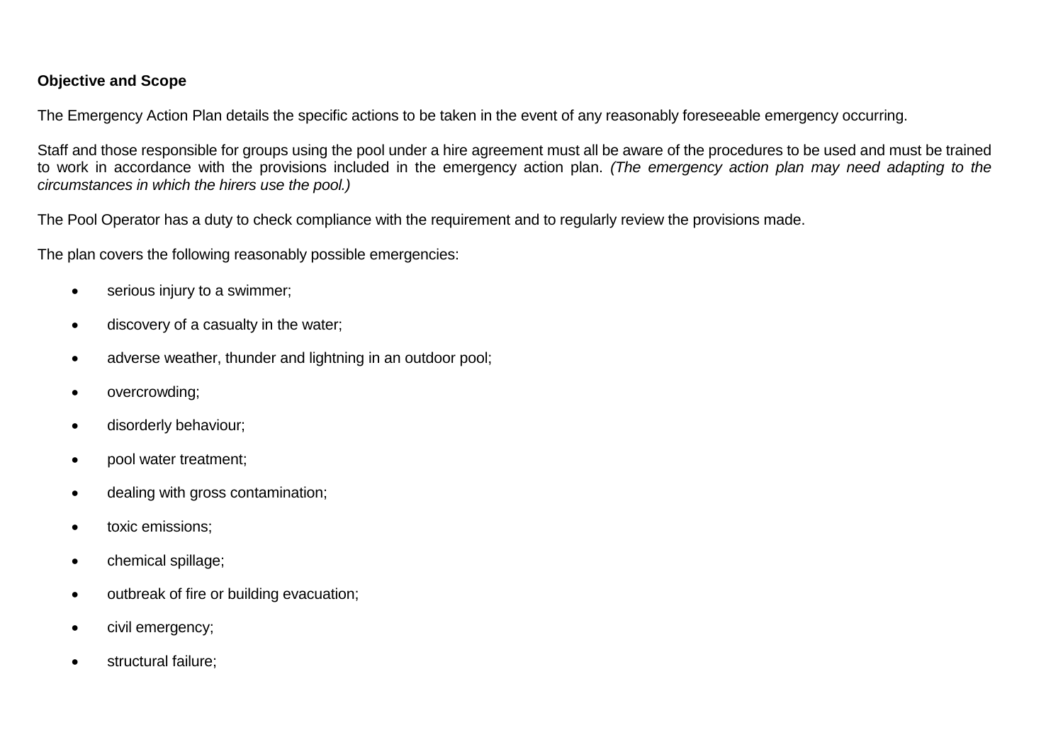**Objective and Scope**

The Emergency Action Plan details the specific actions to be taken in the event of any reasonably foreseeable emergency occurring.

Staff and those responsible for groups using the pool under a hire agreement must all be aware of the procedures to be used and must be trained to work in accordance with the provisions included in the emergency action plan. *(The emergency action plan may need adapting to the circumstances in which the hirers use the pool.)*

The Pool Operator has a duty to check compliance with the requirement and to regularly review the provisions made.

The plan covers the following reasonably possible emergencies:

- serious injury to a swimmer;
- discovery of a casualty in the water;
- adverse weather, thunder and lightning in an outdoor pool;
- overcrowding;
- disorderly behaviour;
- pool water treatment;
- dealing with gross contamination;
- toxic emissions;
- chemical spillage;
- outbreak of fire or building evacuation;
- civil emergency;
- structural failure;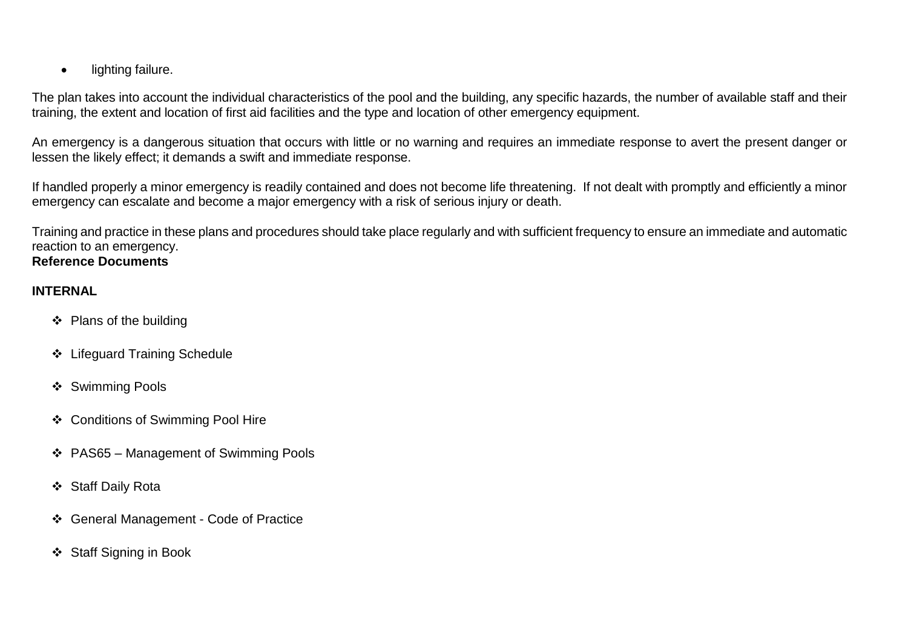- lighting failure.

The plan takes into account the individual characteristics of the pool and the building, any specific hazards, the number of available staff and their training, the extent and location of first aid facilities and the type and location of other emergency equipment.

An emergency is a dangerous situation that occurs with little or no warning and requires an immediate response to avert the present danger or lessen the likely effect; it demands a swift and immediate response.

If handled properly a minor emergency is readily contained and does not become life threatening. If not dealt with promptly and efficiently a minor emergency can escalate and become a major emergency with a risk of serious injury or death.

Training and practice in these plans and procedures should take place regularly and with sufficient frequency to ensure an immediate and automatic reaction to an emergency.

**Reference Documents**

**INTERNAL**

- Plans of the building
- Lifeguard Training Schedule
- Swimming Pools
- Conditions of Swimming Pool Hire
- PAS65 – Management of Swimming Pools
- Staff Daily Rota
- General Management - Code of Practice
- Staff Signing in Book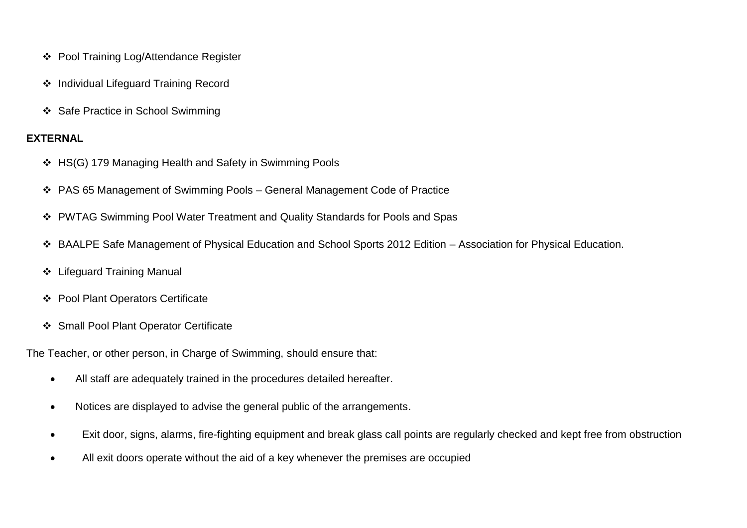- Pool Training Log/Attendance Register
- Individual Lifeguard Training Record
- Safe Practice in School Swimming

**EXTERNAL**

- HS(G) 179 Managing Health and Safety in Swimming Pools
- PAS 65 Management of Swimming Pools – General Management Code of Practice
- PWTAG Swimming Pool Water Treatment and Quality Standards for Pools and Spas
- BAALPE Safe Management of Physical Education and School Sports 2012 Edition – Association for Physical Education.
- Lifeguard Training Manual
- Pool Plant Operators Certificate
- Small Pool Plant Operator Certificate

The Teacher, or other person, in Charge of Swimming, should ensure that:

- All staff are adequately trained in the procedures detailed hereafter.
- Notices are displayed to advise the general public of the arrangements.
- Exit door, signs, alarms, fire-fighting equipment and break glass call points are regularly checked and kept free from obstruction
- All exit doors operate without the aid of a key whenever the premises are occupied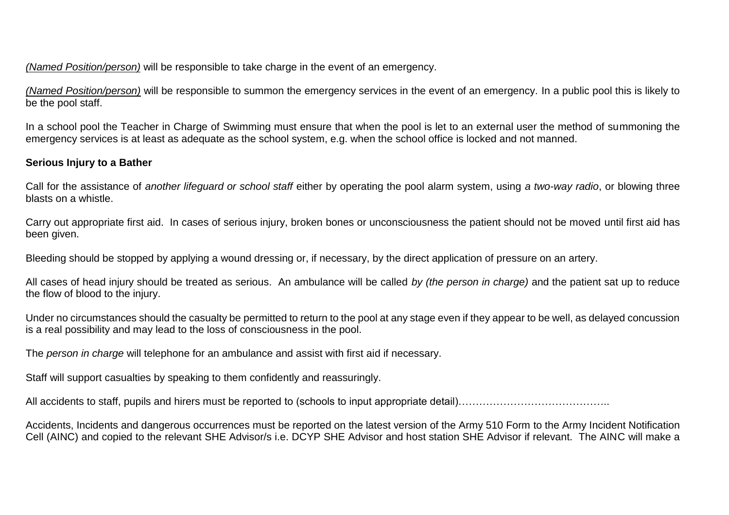*(Named Position/person)* will be responsible to take charge in the event of an emergency.

*(Named Position/person)* will be responsible to summon the emergency services in the event of an emergency. In a public pool this is likely to be the pool staff.

In a school pool the Teacher in Charge of Swimming must ensure that when the pool is let to an external user the method of summoning the emergency services is at least as adequate as the school system, e.g. when the school office is locked and not manned.

**Serious Injury to a Bather**

Call for the assistance of *another lifeguard or school staff* either by operating the pool alarm system, using *a two-way radio*, or blowing three blasts on a whistle.

Carry out appropriate first aid. In cases of serious injury, broken bones or unconsciousness the patient should not be moved until first aid has been given.

Bleeding should be stopped by applying a wound dressing or, if necessary, by the direct application of pressure on an artery.

All cases of head injury should be treated as serious. An ambulance will be called *by (the person in charge)* and the patient sat up to reduce the flow of blood to the injury.

Under no circumstances should the casualty be permitted to return to the pool at any stage even if they appear to be well, as delayed concussion is a real possibility and may lead to the loss of consciousness in the pool.

The *person in charge* will telephone for an ambulance and assist with first aid if necessary.

Staff will support casualties by speaking to them confidently and reassuringly.

All accidents to staff, pupils and hirers must be reported to (schools to input appropriate detail)……………………………………..

Accidents, Incidents and dangerous occurrences must be reported on the latest version of the Army 510 Form to the Army Incident Notification Cell (AINC) and copied to the relevant SHE Advisor/s i.e. DCYP SHE Advisor and host station SHE Advisor if relevant. The AINC will make a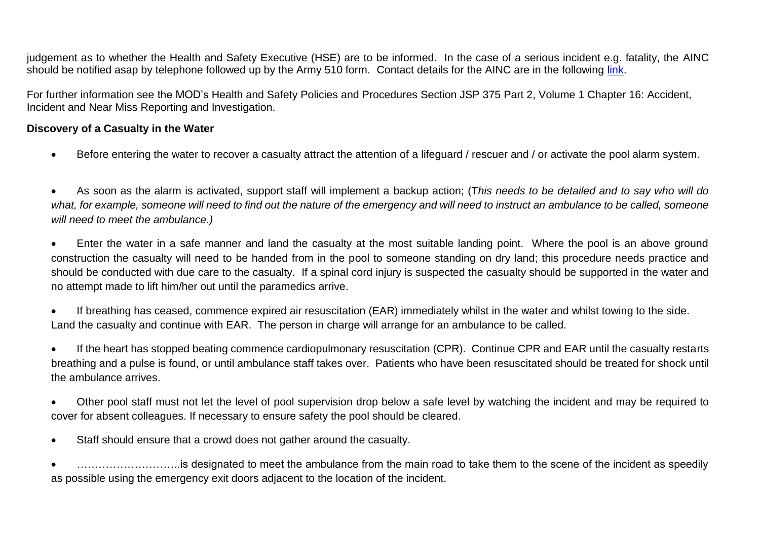judgement as to whether the Health and Safety Executive (HSE) are to be informed. In the case of a serious incident e.g. fatality, the AINC should be notified asap by telephone followed up by the Army 510 form. Contact details for the AINC are in the following [link](link).

For further information see the MOD's Health and Safety Policies and Procedures Section JSP 375 Part 2, Volume 1 Chapter 16: Accident, Incident and Near Miss Reporting and Investigation.

**Discovery of a Casualty in the Water**

- Before entering the water to recover a casualty attract the attention of a lifeguard / rescuer and / or activate the pool alarm system.

- As soon as the alarm is activated, support staff will implement a backup action; (T*his needs to be detailed and to say who will do what, for example, someone will need to find out the nature of the emergency and will need to instruct an ambulance to be called, someone will need to meet the ambulance.)*

- Enter the water in a safe manner and land the casualty at the most suitable landing point. Where the pool is an above ground construction the casualty will need to be handed from in the pool to someone standing on dry land; this procedure needs practice and should be conducted with due care to the casualty. If a spinal cord injury is suspected the casualty should be supported in the water and no attempt made to lift him/her out until the paramedics arrive.

- If breathing has ceased, commence expired air resuscitation (EAR) immediately whilst in the water and whilst towing to the side. Land the casualty and continue with EAR. The person in charge will arrange for an ambulance to be called.

- If the heart has stopped beating commence cardiopulmonary resuscitation (CPR). Continue CPR and EAR until the casualty restarts breathing and a pulse is found, or until ambulance staff takes over. Patients who have been resuscitated should be treated for shock until the ambulance arrives.

- Other pool staff must not let the level of pool supervision drop below a safe level by watching the incident and may be required to cover for absent colleagues. If necessary to ensure safety the pool should be cleared.

- Staff should ensure that a crowd does not gather around the casualty.

- ………………………..is designated to meet the ambulance from the main road to take them to the scene of the incident as speedily as possible using the emergency exit doors adjacent to the location of the incident.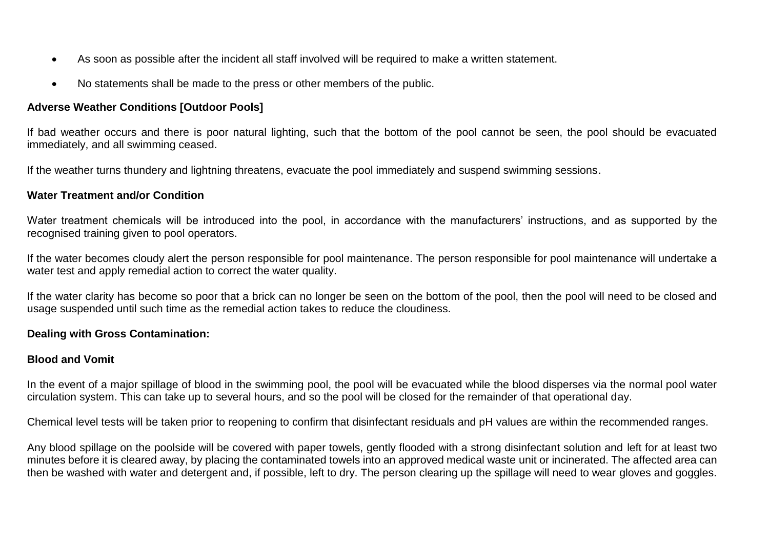- As soon as possible after the incident all staff involved will be required to make a written statement.
- No statements shall be made to the press or other members of the public.

**Adverse Weather Conditions [Outdoor Pools]**

If bad weather occurs and there is poor natural lighting, such that the bottom of the pool cannot be seen, the pool should be evacuated immediately, and all swimming ceased.

If the weather turns thundery and lightning threatens, evacuate the pool immediately and suspend swimming sessions.

**Water Treatment and/or Condition**

Water treatment chemicals will be introduced into the pool, in accordance with the manufacturers' instructions, and as supported by the recognised training given to pool operators.

If the water becomes cloudy alert the person responsible for pool maintenance. The person responsible for pool maintenance will undertake a water test and apply remedial action to correct the water quality.

If the water clarity has become so poor that a brick can no longer be seen on the bottom of the pool, then the pool will need to be closed and usage suspended until such time as the remedial action takes to reduce the cloudiness.

**Dealing with Gross Contamination:**

**Blood and Vomit**

In the event of a major spillage of blood in the swimming pool, the pool will be evacuated while the blood disperses via the normal pool water circulation system. This can take up to several hours, and so the pool will be closed for the remainder of that operational day.

Chemical level tests will be taken prior to reopening to confirm that disinfectant residuals and pH values are within the recommended ranges.

Any blood spillage on the poolside will be covered with paper towels, gently flooded with a strong disinfectant solution and left for at least two minutes before it is cleared away, by placing the contaminated towels into an approved medical waste unit or incinerated. The affected area can then be washed with water and detergent and, if possible, left to dry. The person clearing up the spillage will need to wear gloves and goggles.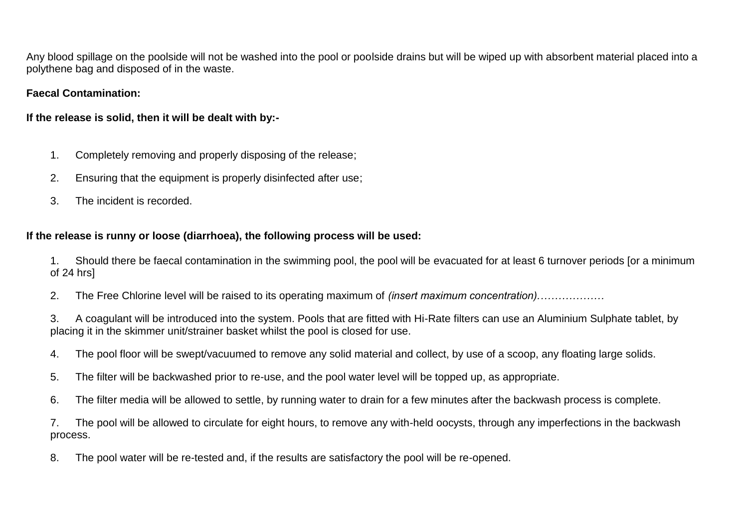Any blood spillage on the poolside will not be washed into the pool or poolside drains but will be wiped up with absorbent material placed into a polythene bag and disposed of in the waste.

**Faecal Contamination:**

**If the release is solid, then it will be dealt with by:-**

1. Completely removing and properly disposing of the release;
2. Ensuring that the equipment is properly disinfected after use;
3. The incident is recorded.

**If the release is runny or loose (diarrhoea), the following process will be used:**

1. Should there be faecal contamination in the swimming pool, the pool will be evacuated for at least 6 turnover periods [or a minimum of 24 hrs]
2. The Free Chlorine level will be raised to its operating maximum of *(insert maximum concentration)………………*
3. A coagulant will be introduced into the system. Pools that are fitted with Hi-Rate filters can use an Aluminium Sulphate tablet, by placing it in the skimmer unit/strainer basket whilst the pool is closed for use.
4. The pool floor will be swept/vacuumed to remove any solid material and collect, by use of a scoop, any floating large solids.
5. The filter will be backwashed prior to re-use, and the pool water level will be topped up, as appropriate.
6. The filter media will be allowed to settle, by running water to drain for a few minutes after the backwash process is complete.
7. The pool will be allowed to circulate for eight hours, to remove any with-held oocysts, through any imperfections in the backwash process.
8. The pool water will be re-tested and, if the results are satisfactory the pool will be re-opened.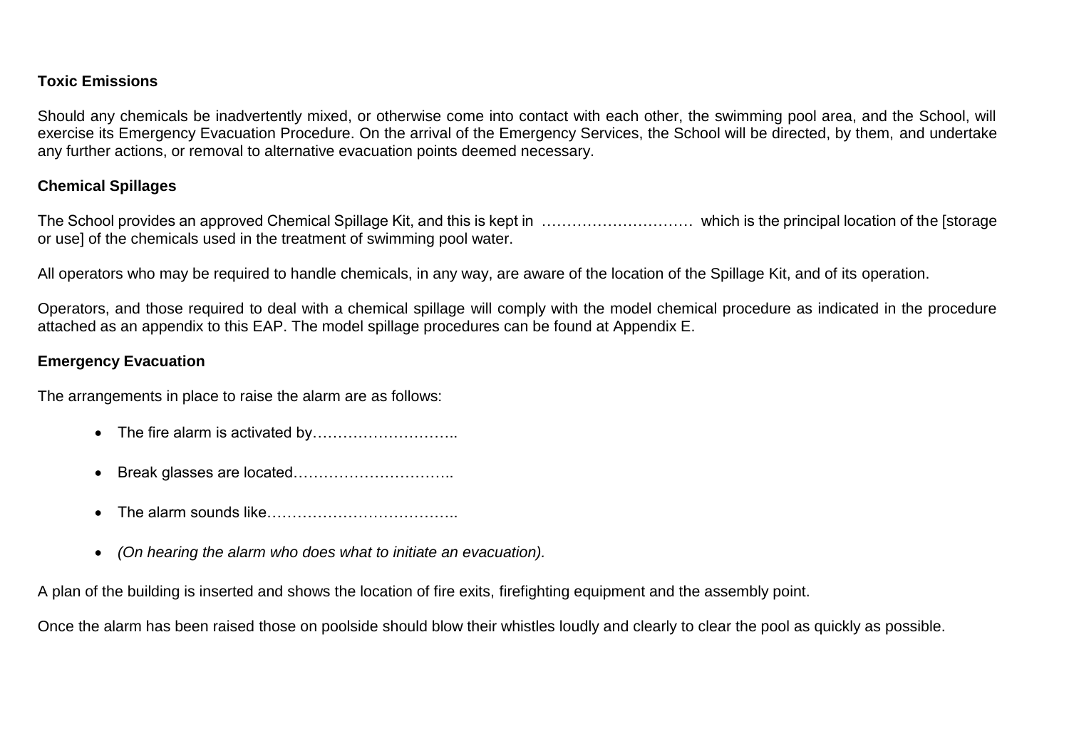**Toxic Emissions**

Should any chemicals be inadvertently mixed, or otherwise come into contact with each other, the swimming pool area, and the School, will exercise its Emergency Evacuation Procedure. On the arrival of the Emergency Services, the School will be directed, by them, and undertake any further actions, or removal to alternative evacuation points deemed necessary.

**Chemical Spillages**

The School provides an approved Chemical Spillage Kit, and this is kept in ………………………… which is the principal location of the [storage or use] of the chemicals used in the treatment of swimming pool water.

All operators who may be required to handle chemicals, in any way, are aware of the location of the Spillage Kit, and of its operation.

Operators, and those required to deal with a chemical spillage will comply with the model chemical procedure as indicated in the procedure attached as an appendix to this EAP. The model spillage procedures can be found at Appendix E.

**Emergency Evacuation**

The arrangements in place to raise the alarm are as follows:

- The fire alarm is activated by………………………..
- Break glasses are located…………………………..
- The alarm sounds like………………………………..
- *(On hearing the alarm who does what to initiate an evacuation).*

A plan of the building is inserted and shows the location of fire exits, firefighting equipment and the assembly point.

Once the alarm has been raised those on poolside should blow their whistles loudly and clearly to clear the pool as quickly as possible.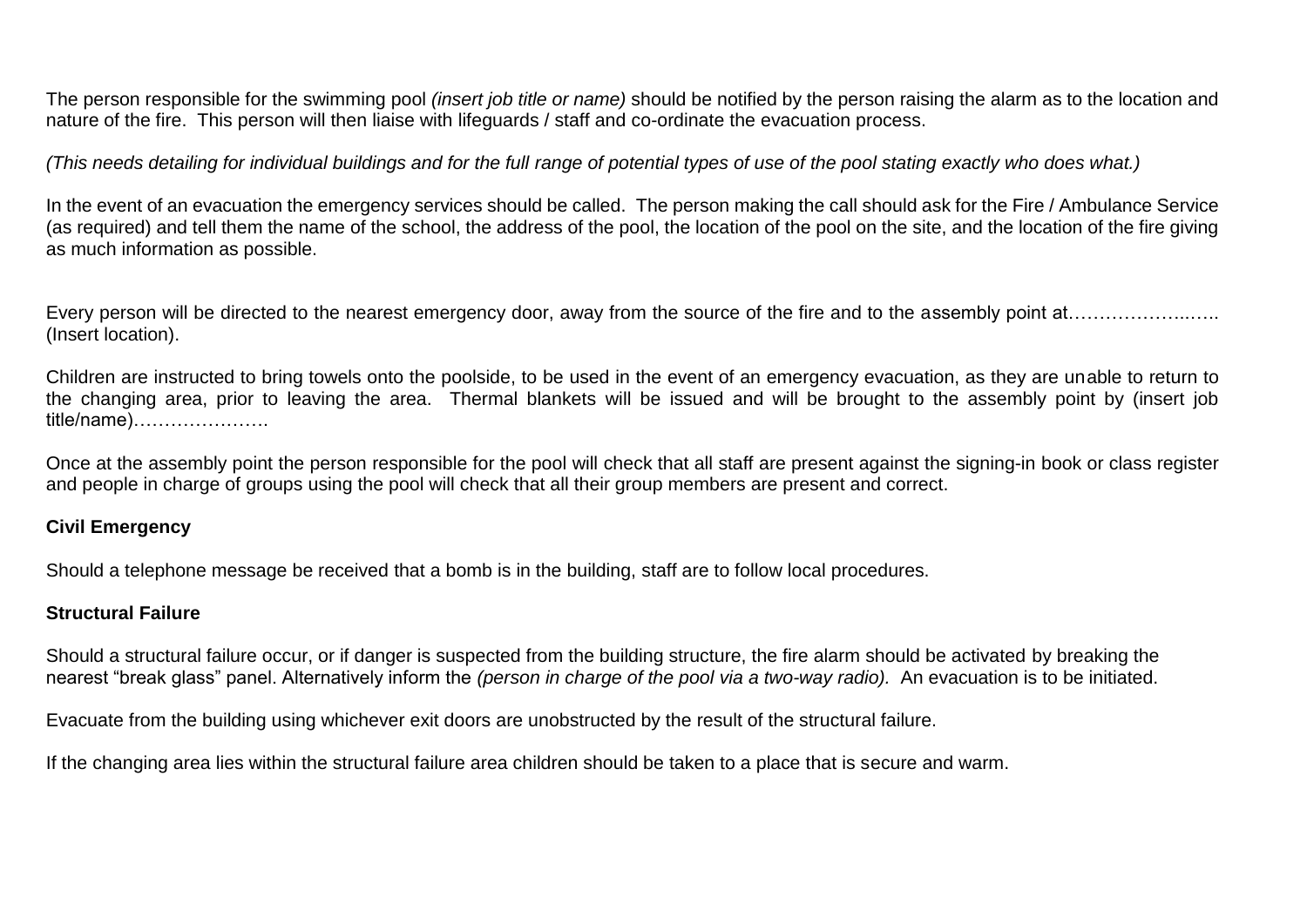The person responsible for the swimming pool *(insert job title or name)* should be notified by the person raising the alarm as to the location and nature of the fire. This person will then liaise with lifeguards / staff and co-ordinate the evacuation process.

*(This needs detailing for individual buildings and for the full range of potential types of use of the pool stating exactly who does what.)*

In the event of an evacuation the emergency services should be called. The person making the call should ask for the Fire / Ambulance Service (as required) and tell them the name of the school, the address of the pool, the location of the pool on the site, and the location of the fire giving as much information as possible.

Every person will be directed to the nearest emergency door, away from the source of the fire and to the assembly point at…………………..….. (Insert location).

Children are instructed to bring towels onto the poolside, to be used in the event of an emergency evacuation, as they are unable to return to the changing area, prior to leaving the area. Thermal blankets will be issued and will be brought to the assembly point by (insert job title/name)………………….

Once at the assembly point the person responsible for the pool will check that all staff are present against the signing-in book or class register and people in charge of groups using the pool will check that all their group members are present and correct.

**Civil Emergency**

Should a telephone message be received that a bomb is in the building, staff are to follow local procedures.

**Structural Failure**

Should a structural failure occur, or if danger is suspected from the building structure, the fire alarm should be activated by breaking the nearest "break glass" panel. Alternatively inform the *(person in charge of the pool via a two-way radio).* An evacuation is to be initiated.

Evacuate from the building using whichever exit doors are unobstructed by the result of the structural failure.

If the changing area lies within the structural failure area children should be taken to a place that is secure and warm.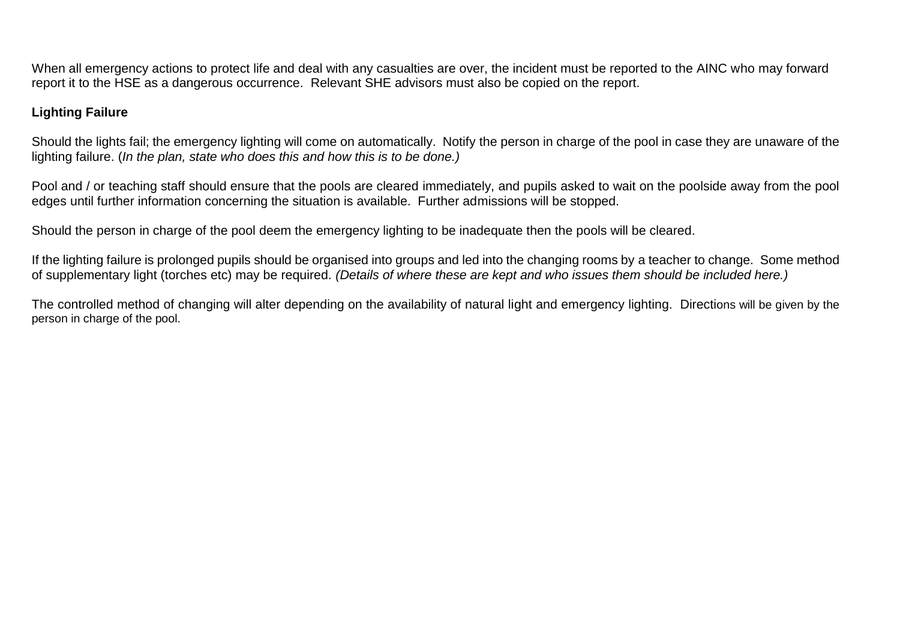When all emergency actions to protect life and deal with any casualties are over, the incident must be reported to the AINC who may forward report it to the HSE as a dangerous occurrence. Relevant SHE advisors must also be copied on the report.

**Lighting Failure**

Should the lights fail; the emergency lighting will come on automatically. Notify the person in charge of the pool in case they are unaware of the lighting failure. (*In the plan, state who does this and how this is to be done.)*

Pool and / or teaching staff should ensure that the pools are cleared immediately, and pupils asked to wait on the poolside away from the pool edges until further information concerning the situation is available. Further admissions will be stopped.

Should the person in charge of the pool deem the emergency lighting to be inadequate then the pools will be cleared.

If the lighting failure is prolonged pupils should be organised into groups and led into the changing rooms by a teacher to change. Some method of supplementary light (torches etc) may be required. *(Details of where these are kept and who issues them should be included here.)*

The controlled method of changing will alter depending on the availability of natural light and emergency lighting. Directions will be given by the person in charge of the pool.